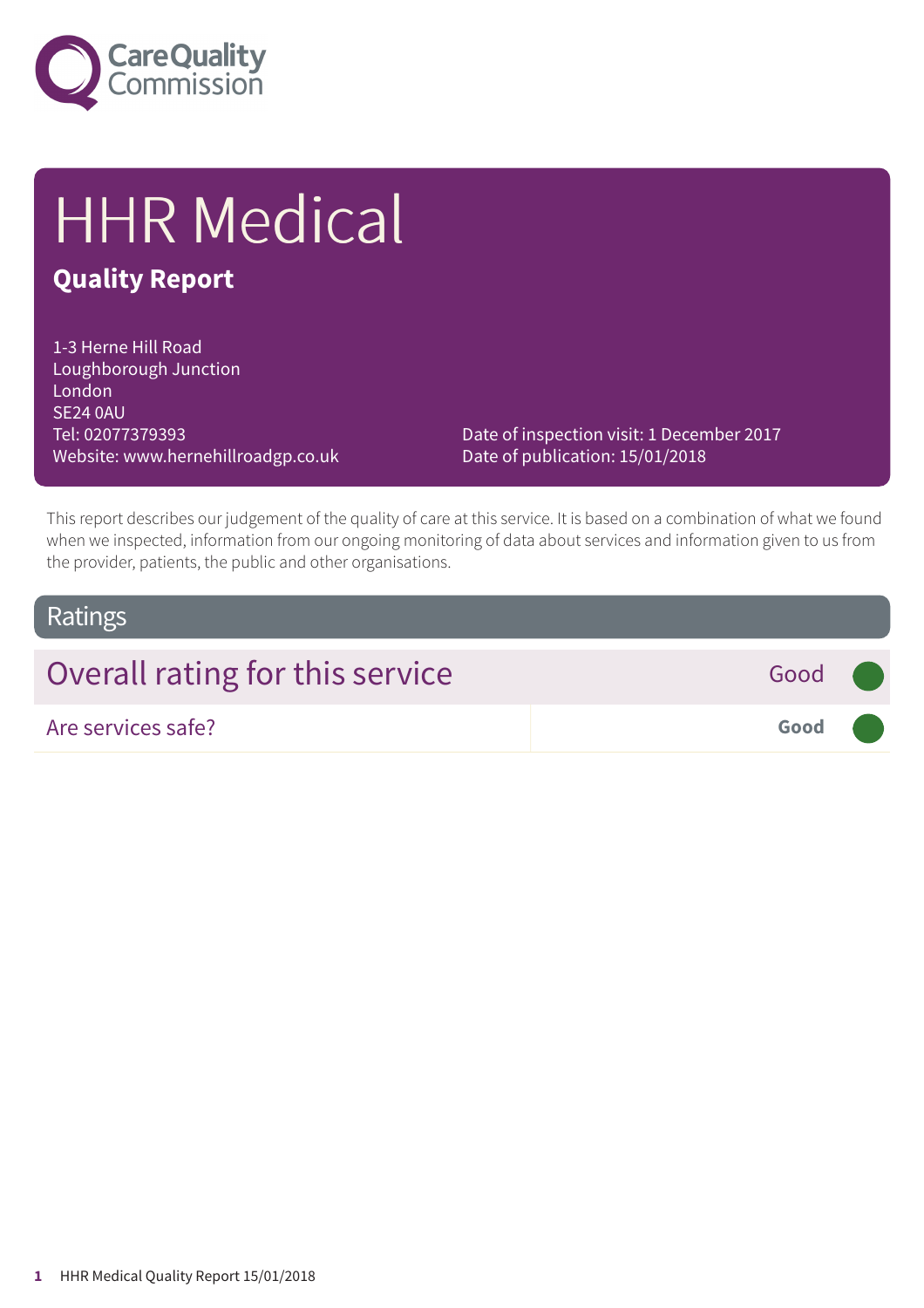Care Quality Commission

# HHR Medical

## Quality Report

1-3 Herne Hill Road
Loughborough Junction
London
SE24 0AU
Tel: 02077379393
Website: www.hernehillroadgp.co.uk

Date of inspection visit: 1 December 2017
Date of publication: 15/01/2018

This report describes our judgement of the quality of care at this service. It is based on a combination of what we found when we inspected, information from our ongoing monitoring of data about services and information given to us from the provider, patients, the public and other organisations.

## Ratings

| Overall rating for this service | Good |
|---|---|
| Are services safe? | **Good** |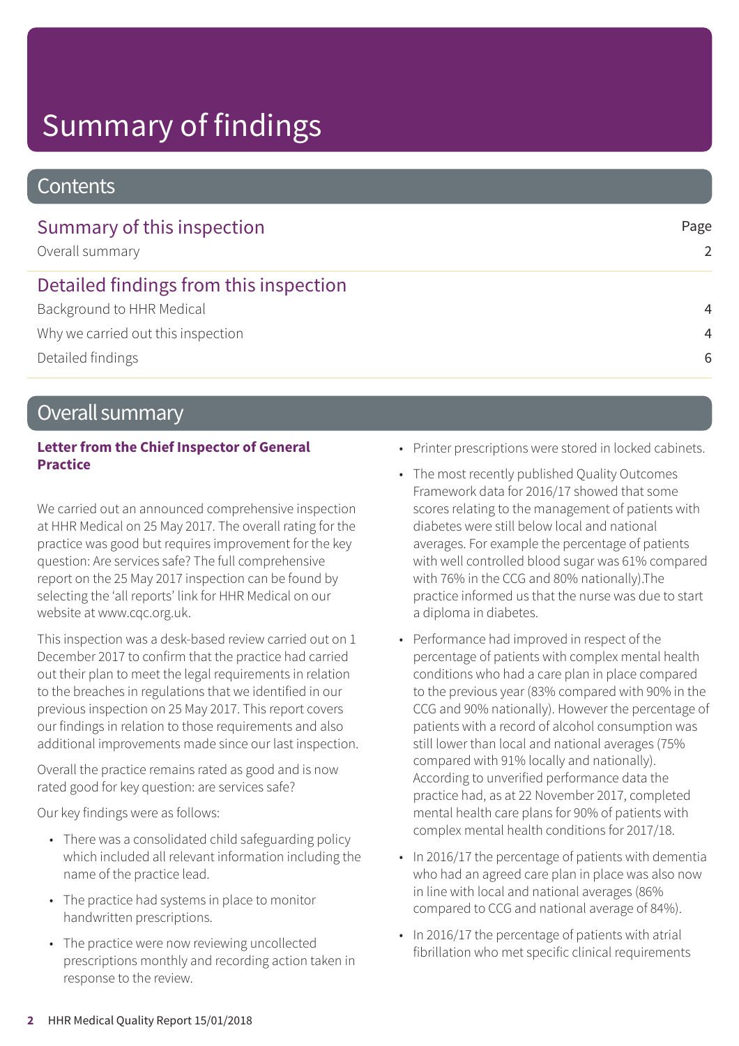# Summary of findings

## Contents

### Summary of this inspection

| | Page |
|---|---|
| Overall summary | 2 |

### Detailed findings from this inspection

| | |
|---|---|
| Background to HHR Medical | 4 |
| Why we carried out this inspection | 4 |
| Detailed findings | 6 |

## Overall summary

**Letter from the Chief Inspector of General Practice**

We carried out an announced comprehensive inspection at HHR Medical on 25 May 2017. The overall rating for the practice was good but requires improvement for the key question: Are services safe? The full comprehensive report on the 25 May 2017 inspection can be found by selecting the 'all reports' link for HHR Medical on our website at www.cqc.org.uk.

This inspection was a desk-based review carried out on 1 December 2017 to confirm that the practice had carried out their plan to meet the legal requirements in relation to the breaches in regulations that we identified in our previous inspection on 25 May 2017. This report covers our findings in relation to those requirements and also additional improvements made since our last inspection.

Overall the practice remains rated as good and is now rated good for key question: are services safe?

Our key findings were as follows:

- There was a consolidated child safeguarding policy which included all relevant information including the name of the practice lead.
- The practice had systems in place to monitor handwritten prescriptions.
- The practice were now reviewing uncollected prescriptions monthly and recording action taken in response to the review.
- Printer prescriptions were stored in locked cabinets.
- The most recently published Quality Outcomes Framework data for 2016/17 showed that some scores relating to the management of patients with diabetes were still below local and national averages. For example the percentage of patients with well controlled blood sugar was 61% compared with 76% in the CCG and 80% nationally).The practice informed us that the nurse was due to start a diploma in diabetes.
- Performance had improved in respect of the percentage of patients with complex mental health conditions who had a care plan in place compared to the previous year (83% compared with 90% in the CCG and 90% nationally). However the percentage of patients with a record of alcohol consumption was still lower than local and national averages (75% compared with 91% locally and nationally). According to unverified performance data the practice had, as at 22 November 2017, completed mental health care plans for 90% of patients with complex mental health conditions for 2017/18.
- In 2016/17 the percentage of patients with dementia who had an agreed care plan in place was also now in line with local and national averages (86% compared to CCG and national average of 84%).
- In 2016/17 the percentage of patients with atrial fibrillation who met specific clinical requirements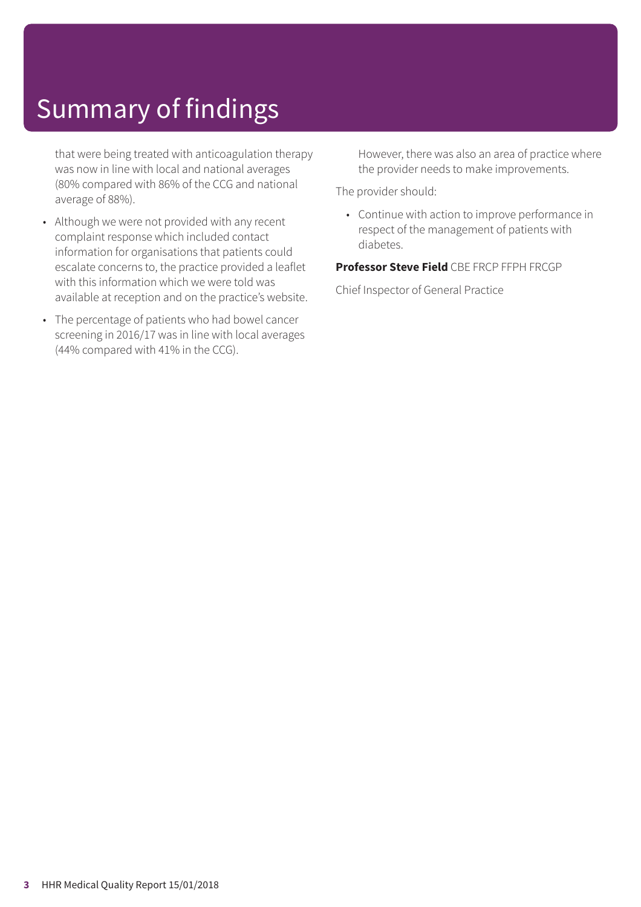# Summary of findings

that were being treated with anticoagulation therapy was now in line with local and national averages (80% compared with 86% of the CCG and national average of 88%).

- Although we were not provided with any recent complaint response which included contact information for organisations that patients could escalate concerns to, the practice provided a leaflet with this information which we were told was available at reception and on the practice's website.
- The percentage of patients who had bowel cancer screening in 2016/17 was in line with local averages (44% compared with 41% in the CCG).

However, there was also an area of practice where the provider needs to make improvements.

The provider should:

- Continue with action to improve performance in respect of the management of patients with diabetes.

**Professor Steve Field** CBE FRCP FFPH FRCGP

Chief Inspector of General Practice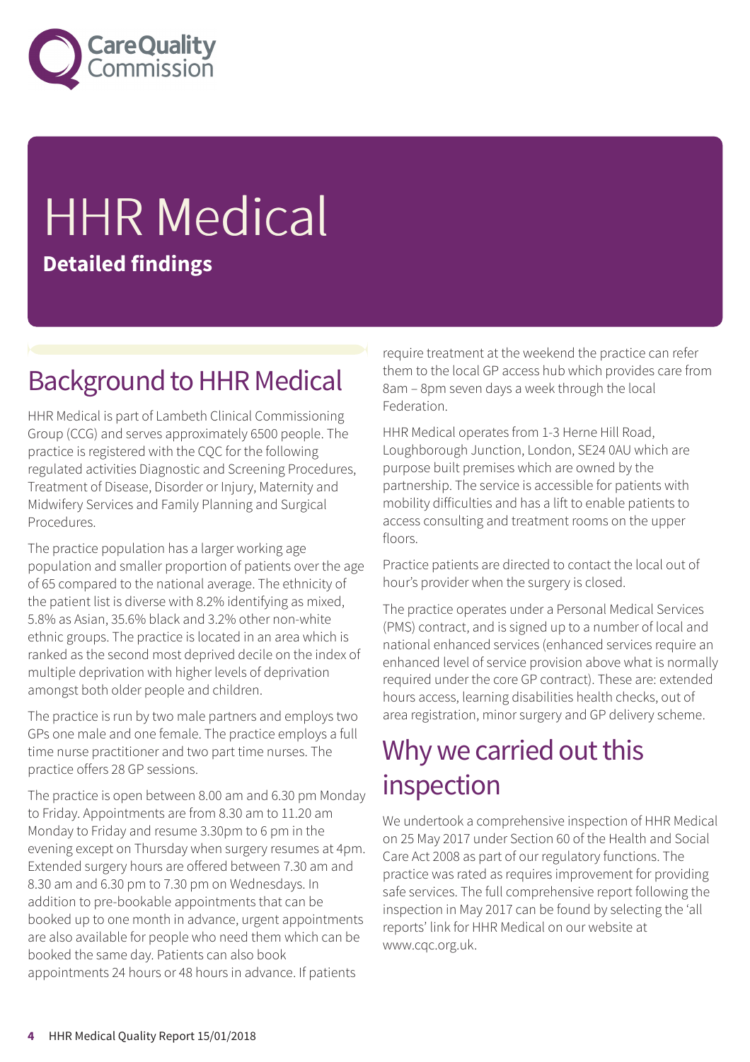# HHR Medical

**Detailed findings**

## Background to HHR Medical

HHR Medical is part of Lambeth Clinical Commissioning Group (CCG) and serves approximately 6500 people. The practice is registered with the CQC for the following regulated activities Diagnostic and Screening Procedures, Treatment of Disease, Disorder or Injury, Maternity and Midwifery Services and Family Planning and Surgical Procedures.

The practice population has a larger working age population and smaller proportion of patients over the age of 65 compared to the national average. The ethnicity of the patient list is diverse with 8.2% identifying as mixed, 5.8% as Asian, 35.6% black and 3.2% other non-white ethnic groups. The practice is located in an area which is ranked as the second most deprived decile on the index of multiple deprivation with higher levels of deprivation amongst both older people and children.

The practice is run by two male partners and employs two GPs one male and one female. The practice employs a full time nurse practitioner and two part time nurses. The practice offers 28 GP sessions.

The practice is open between 8.00 am and 6.30 pm Monday to Friday. Appointments are from 8.30 am to 11.20 am Monday to Friday and resume 3.30pm to 6 pm in the evening except on Thursday when surgery resumes at 4pm. Extended surgery hours are offered between 7.30 am and 8.30 am and 6.30 pm to 7.30 pm on Wednesdays. In addition to pre-bookable appointments that can be booked up to one month in advance, urgent appointments are also available for people who need them which can be booked the same day. Patients can also book appointments 24 hours or 48 hours in advance. If patients require treatment at the weekend the practice can refer them to the local GP access hub which provides care from 8am – 8pm seven days a week through the local Federation.

HHR Medical operates from 1-3 Herne Hill Road, Loughborough Junction, London, SE24 0AU which are purpose built premises which are owned by the partnership. The service is accessible for patients with mobility difficulties and has a lift to enable patients to access consulting and treatment rooms on the upper floors.

Practice patients are directed to contact the local out of hour's provider when the surgery is closed.

The practice operates under a Personal Medical Services (PMS) contract, and is signed up to a number of local and national enhanced services (enhanced services require an enhanced level of service provision above what is normally required under the core GP contract). These are: extended hours access, learning disabilities health checks, out of area registration, minor surgery and GP delivery scheme.

## Why we carried out this inspection

We undertook a comprehensive inspection of HHR Medical on 25 May 2017 under Section 60 of the Health and Social Care Act 2008 as part of our regulatory functions. The practice was rated as requires improvement for providing safe services. The full comprehensive report following the inspection in May 2017 can be found by selecting the 'all reports' link for HHR Medical on our website at www.cqc.org.uk.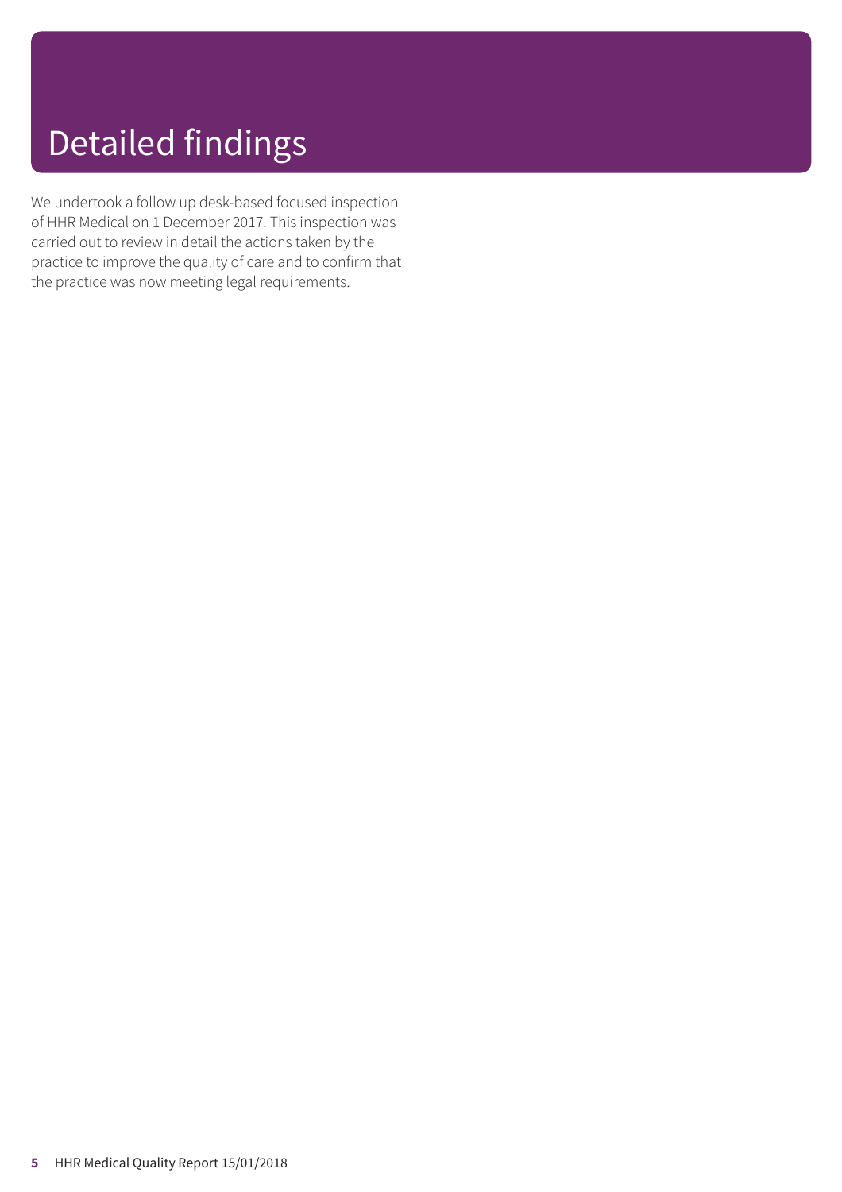# Detailed findings

We undertook a follow up desk-based focused inspection of HHR Medical on 1 December 2017. This inspection was carried out to review in detail the actions taken by the practice to improve the quality of care and to confirm that the practice was now meeting legal requirements.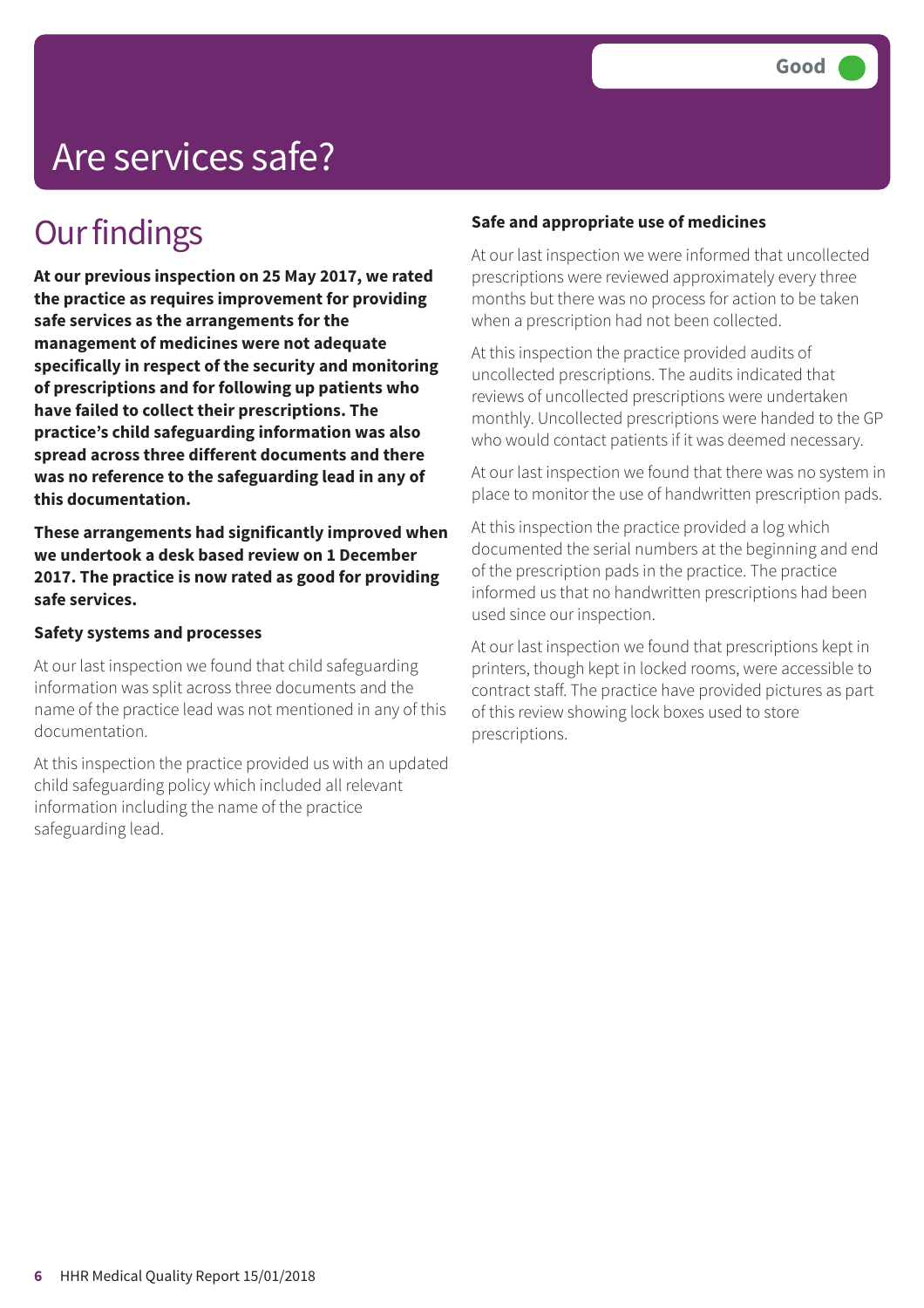Good

# Are services safe?

## Our findings

**At our previous inspection on 25 May 2017, we rated the practice as requires improvement for providing safe services as the arrangements for the management of medicines were not adequate specifically in respect of the security and monitoring of prescriptions and for following up patients who have failed to collect their prescriptions. The practice's child safeguarding information was also spread across three different documents and there was no reference to the safeguarding lead in any of this documentation.**

**These arrangements had significantly improved when we undertook a desk based review on 1 December 2017. The practice is now rated as good for providing safe services.**

### Safety systems and processes

At our last inspection we found that child safeguarding information was split across three documents and the name of the practice lead was not mentioned in any of this documentation.

At this inspection the practice provided us with an updated child safeguarding policy which included all relevant information including the name of the practice safeguarding lead.

### Safe and appropriate use of medicines

At our last inspection we were informed that uncollected prescriptions were reviewed approximately every three months but there was no process for action to be taken when a prescription had not been collected.

At this inspection the practice provided audits of uncollected prescriptions. The audits indicated that reviews of uncollected prescriptions were undertaken monthly. Uncollected prescriptions were handed to the GP who would contact patients if it was deemed necessary.

At our last inspection we found that there was no system in place to monitor the use of handwritten prescription pads.

At this inspection the practice provided a log which documented the serial numbers at the beginning and end of the prescription pads in the practice. The practice informed us that no handwritten prescriptions had been used since our inspection.

At our last inspection we found that prescriptions kept in printers, though kept in locked rooms, were accessible to contract staff. The practice have provided pictures as part of this review showing lock boxes used to store prescriptions.